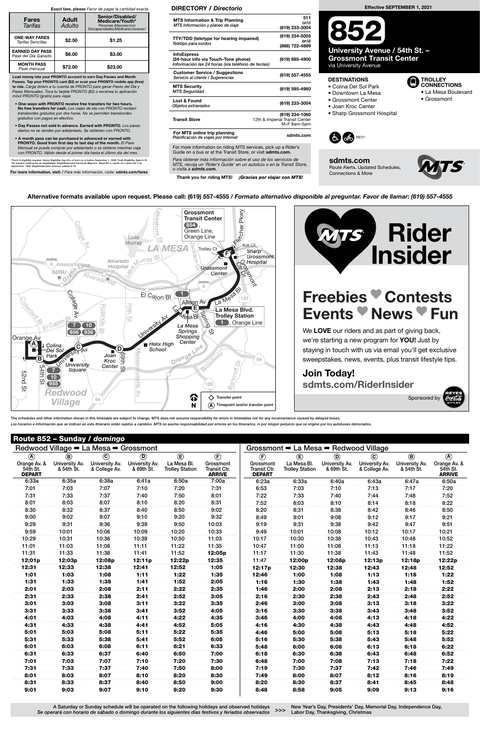**Exact fare, please** *Favor de pagar la cantidad exacta*

| Fares *Tarifas* | Adult *Adulto* | Senior/Disabled/ Medicare/Youth* *Personas Mayores/con Discapacidades/Medicare/Jóvenes** |
|---|---|---|
| **ONE-WAY FARES** *Tarifas Sencillas* | $2.50 | $1.25 |
| **EARNED DAY PASS** *Pase del Día Ganado* | $6.00 | $3.00 |
| **MONTH PASS** *Pase mensual* | $72.00 | $23.00 |

**Load money into your PRONTO account to earn Day Passes and Month Passes. Tap your PRONTO card ($2) or scan your PRONTO mobile app (free) to ride.** *Carga dinero a tu cuenta de PRONTO para ganar Pases del Día y Pases Mensuales. Toca tu tarjeta PRONTO ($2) o escanea tu aplicación móvil PRONTO (gratis) para viajar.*

- **One-ways with PRONTO receive free transfers for two hours. No free transfers for cash.** *Los viajes de ida con PRONTO reciben transbordes gratuitos por dos horas. No se permiten transbordes gratuitos con pagos en efectivo.*
- **Day Passes not sold in advance. Earned with PRONTO.** *Los pases diarios no se venden por adelantado. Se obtienen con PRONTO.*
- **A month pass can be purchased in advanced or earned with PRONTO. Good from first day to last day of the month.** *El Pase Mensual se puede comprar por adelantado o se obtiene mientras viaja con PRONTO. Válido desde el primer día hasta el último día del mes.*

*Proof of eligibility required. Senior Eligibility: Age 65+ or born on or before September 1, 1959. Youth Eligibility: Ages 6-18
*Se requiere verificación de elegibilidad. Elegibilidad para Personas Mayores: Edad 65+ o nacido en o antes del 1 de septiembre, 1959. Elegibilidad para Jóvenes: edades 6-18

**For more information, visit:** / *Para más información, visite:* **sdmts.com/fares**

## DIRECTORY / *Directorio*

| | |
|---|---|
| **MTS Information & Trip Planning** *MTS Información y planeo de viaje* | 511 or/ó (619) 233-3004 |
| **TTY/TDD (teletype for hearing impaired)** *Teletipo para sordos* | (619) 234-5005 or/ó (888) 722-4889 |
| **InfoExpress** (24-hour info via Touch-Tone phone) *Información las 24 horas (via teléfono de teclas)* | (619) 685-4900 |
| **Customer Service / Suggestions** *Servicio al cliente / Sugerencias* | (619) 557-4555 |
| **MTS Security** *MTS Seguridad* | (619) 595-4960 |
| **Lost & Found** *Objetos extraviados* | (619) 233-3004 |
| **Transit Store** | (619) 234-1060 12th & Imperial Transit Center M–F 8am–5pm |
| **For MTS online trip planning** *Planificación de viajes por Internet* | sdmts.com |

For more information on riding MTS services, pick up a Rider's Guide on a bus or at the Transit Store, or visit **sdmts.com.**

*Para obtener más información sobre el uso de los servicios de MTS, recoja un 'Rider's Guide' en un autobús o en la Transit Store, o visita a* ***sdmts.com.***

**Thank you for riding MTS!** ***¡Gracias por viajar con MTS!***

**Effective SEPTEMBER 1, 2021**

# 852

## University Avenue / 54th St. – Grossmont Transit Center
via University Avenue

**DESTINATIONS**
- Colina Del Sol Park
- Downtown La Mesa
- Grossmont Center
- Joan Kroc Center
- Sharp Grossmont Hospital

**TROLLEY CONNECTIONS**
- La Mesa Boulevard
- Grossmont

09/21

**sdmts.com**
Route Alerts, Updated Schedules, Connections & More

**Alternative formats available upon request. Please call: (619) 557-4555 /** ***Formato alternativo disponible al preguntar. Favor de llamar: (619) 557-4555***

Transfer point
Ⓐ Timepoint and/or transfer point

# Rider Insider

## Freebies ♥ Contests Events ♥ News ♥ Fun

We **LOVE** our riders and as part of giving back, we're starting a new program for **YOU!** Just by staying in touch with us via email you'll get exclusive sweepstakes, news, events, plus transit lifestyle tips.

## Join Today!
**sdmts.com/RiderInsider**

Sponsored by Reyes Coca-Cola Bottling

The schedules and other information shown in this timetable are subject to change. MTS does not assume responsibility for errors in timetables nor for any inconvenience caused by delayed buses.
*Los horarios e información que se indican en este itinerario están sujetos a cambios. MTS no asume responsabilidad por errores en los itinerarios, ni por ningún perjuicio que se origine por los autobuses demorados.*

## Route 852 – Sunday / *domingo*

### Redwood Village ➡ La Mesa ➡ Grossmont

| Ⓐ Orange Av. & 54th St. DEPART | Ⓑ University Av. & 54th St. | Ⓒ University Av. & College Av. | Ⓓ University Av. & 69th St. | Ⓔ La Mesa Bl. Trolley Station | Ⓕ Grossmont Transit Ctr. ARRIVE |
|---|---|---|---|---|---|
| 6:33a | 6:35a | 6:38a | 6:41a | 6:50a | 7:00a |
| 7:01 | 7:03 | 7:07 | 7:10 | 7:20 | 7:31 |
| 7:31 | 7:33 | 7:37 | 7:40 | 7:50 | 8:01 |
| 8:01 | 8:03 | 8:07 | 8:10 | 8:20 | 8:31 |
| 8:30 | 8:32 | 8:37 | 8:40 | 8:50 | 9:02 |
| 9:00 | 9:02 | 9:07 | 9:10 | 9:20 | 9:32 |
| 9:29 | 9:31 | 9:36 | 9:39 | 9:50 | 10:03 |
| 9:59 | 10:01 | 10:06 | 10:09 | 10:20 | 10:33 |
| 10:29 | 10:31 | 10:36 | 10:39 | 10:50 | 11:03 |
| 11:01 | 11:03 | 11:08 | 11:11 | 11:22 | 11:35 |
| 11:31 | 11:33 | 11:38 | 11:41 | 11:52 | **12:05p** |
| **12:01p** | **12:03p** | **12:08p** | **12:11p** | **12:22p** | **12:35** |
| **12:31** | **12:33** | **12:38** | **12:41** | **12:52** | **1:05** |
| **1:01** | **1:03** | **1:08** | **1:11** | **1:22** | **1:35** |
| **1:31** | **1:33** | **1:38** | **1:41** | **1:52** | **2:05** |
| **2:01** | **2:03** | **2:08** | **2:11** | **2:22** | **2:35** |
| **2:31** | **2:33** | **2:38** | **2:41** | **2:52** | **3:05** |
| **3:01** | **3:03** | **3:08** | **3:11** | **3:22** | **3:35** |
| **3:31** | **3:33** | **3:38** | **3:41** | **3:52** | **4:05** |
| **4:01** | **4:03** | **4:08** | **4:11** | **4:22** | **4:35** |
| **4:31** | **4:33** | **4:38** | **4:41** | **4:52** | **5:05** |
| **5:01** | **5:03** | **5:08** | **5:11** | **5:22** | **5:35** |
| **5:31** | **5:33** | **5:38** | **5:41** | **5:52** | **6:05** |
| **6:01** | **6:03** | **6:08** | **6:11** | **6:21** | **6:33** |
| **6:31** | **6:33** | **6:37** | **6:40** | **6:50** | **7:00** |
| **7:01** | **7:03** | **7:07** | **7:10** | **7:20** | **7:30** |
| **7:31** | **7:33** | **7:37** | **7:40** | **7:50** | **8:00** |
| **8:01** | **8:03** | **8:07** | **8:10** | **8:20** | **8:30** |
| **8:31** | **8:33** | **8:37** | **8:40** | **8:50** | **9:00** |
| **9:01** | **9:03** | **9:07** | **9:10** | **9:20** | **9:30** |

### Grossmont ➡ La Mesa ➡ Redwood Village

| Ⓕ Grossmont Transit Ctr. DEPART | Ⓔ La Mesa Bl. Trolley Station | Ⓓ University Av. & 69th St. | Ⓒ University Av. & College Av. | Ⓑ University Av. & 54th St. | Ⓐ Orange Av. & 54th St. ARRIVE |
|---|---|---|---|---|---|
| 6:23a | 6:33a | 6:40a | 6:43a | 6:47a | 6:50a |
| 6:53 | 7:03 | 7:10 | 7:13 | 7:17 | 7:20 |
| 7:22 | 7:33 | 7:40 | 7:44 | 7:48 | 7:52 |
| 7:52 | 8:03 | 8:10 | 8:14 | 8:18 | 8:22 |
| 8:20 | 8:31 | 8:38 | 8:42 | 8:46 | 8:50 |
| 8:49 | 9:01 | 9:08 | 9:12 | 9:17 | 9:21 |
| 9:19 | 9:31 | 9:38 | 9:42 | 9:47 | 9:51 |
| 9:49 | 10:01 | 10:08 | 10:12 | 10:17 | 10:21 |
| 10:17 | 10:30 | 10:38 | 10:43 | 10:48 | 10:52 |
| 10:47 | 11:00 | 11:08 | 11:13 | 11:18 | 11:22 |
| 11:17 | 11:30 | 11:38 | 11:43 | 11:48 | 11:52 |
| 11:47 | **12:00p** | **12:08p** | **12:13p** | **12:18p** | **12:22p** |
| **12:17p** | **12:30** | **12:38** | **12:43** | **12:48** | **12:52** |
| **12:46** | **1:00** | **1:08** | **1:13** | **1:18** | **1:22** |
| **1:16** | **1:30** | **1:38** | **1:43** | **1:48** | **1:52** |
| **1:46** | **2:00** | **2:08** | **2:13** | **2:18** | **2:22** |
| **2:16** | **2:30** | **2:38** | **2:43** | **2:48** | **2:52** |
| **2:46** | **3:00** | **3:08** | **3:13** | **3:18** | **3:22** |
| **3:16** | **3:30** | **3:38** | **3:43** | **3:48** | **3:52** |
| **3:46** | **4:00** | **4:08** | **4:13** | **4:18** | **4:22** |
| **4:16** | **4:30** | **4:38** | **4:43** | **4:48** | **4:52** |
| **4:46** | **5:00** | **5:08** | **5:13** | **5:18** | **5:22** |
| **5:16** | **5:30** | **5:38** | **5:43** | **5:48** | **5:52** |
| **5:48** | **6:00** | **6:08** | **6:13** | **6:18** | **6:22** |
| **6:18** | **6:30** | **6:38** | **6:43** | **6:48** | **6:52** |
| **6:48** | **7:00** | **7:08** | **7:13** | **7:18** | **7:22** |
| **7:19** | **7:30** | **7:37** | **7:42** | **7:46** | **7:49** |
| **7:49** | **8:00** | **8:07** | **8:12** | **8:16** | **8:19** |
| **8:20** | **8:30** | **8:37** | **8:41** | **8:45** | **8:48** |
| **8:48** | **8:58** | **9:05** | **9:09** | **9:13** | **9:16** |

A Saturday or Sunday schedule will be operated on the following holidays and observed holidays >>> New Year's Day, Presidents' Day, Memorial Day, Independence Day, Labor Day, Thanksgiving, Christmas
*Se operará con horario de sábado o domingo durante los siguientes días festivos y feriados observados*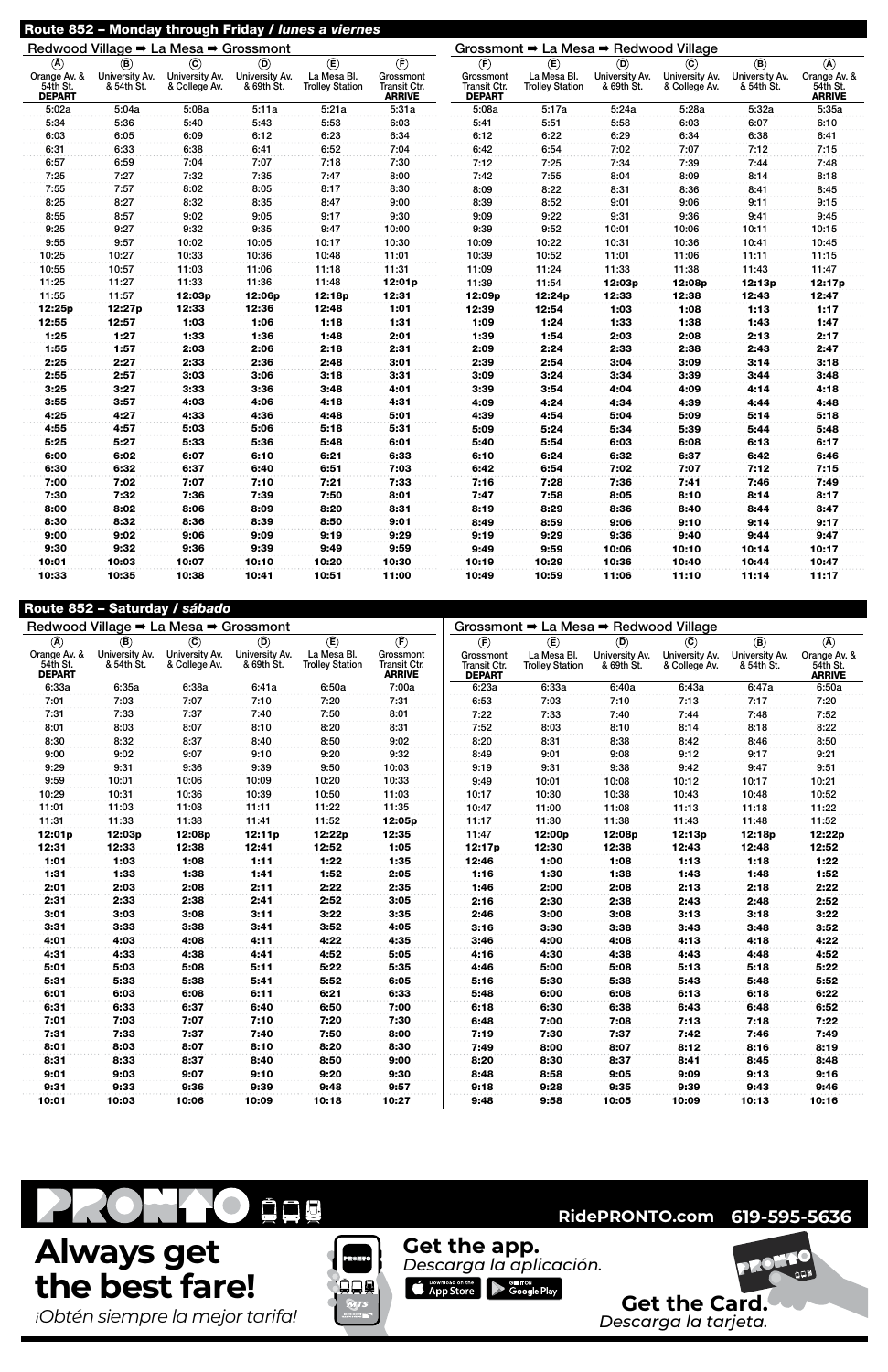## Route 852 – Monday through Friday / *lunes a viernes*

### Redwood Village ➡ La Mesa ➡ Grossmont

| Ⓐ Orange Av. & 54th St. DEPART | Ⓑ University Av. & 54th St. | Ⓒ University Av. & College Av. | Ⓓ University Av. & 69th St. | Ⓔ La Mesa Bl. Trolley Station | Ⓕ Grossmont Transit Ctr. ARRIVE |
|---|---|---|---|---|---|
| 5:02a | 5:04a | 5:08a | 5:11a | 5:21a | 5:31a |
| 5:34 | 5:36 | 5:40 | 5:43 | 5:53 | 6:03 |
| 6:03 | 6:05 | 6:09 | 6:12 | 6:23 | 6:34 |
| 6:31 | 6:33 | 6:38 | 6:41 | 6:52 | 7:04 |
| 6:57 | 6:59 | 7:04 | 7:07 | 7:18 | 7:30 |
| 7:25 | 7:27 | 7:32 | 7:35 | 7:47 | 8:00 |
| 7:55 | 7:57 | 8:02 | 8:05 | 8:17 | 8:30 |
| 8:25 | 8:27 | 8:32 | 8:35 | 8:47 | 9:00 |
| 8:55 | 8:57 | 9:02 | 9:05 | 9:17 | 9:30 |
| 9:25 | 9:27 | 9:32 | 9:35 | 9:47 | 10:00 |
| 9:55 | 9:57 | 10:02 | 10:05 | 10:17 | 10:30 |
| 10:25 | 10:27 | 10:33 | 10:36 | 10:48 | 11:01 |
| 10:55 | 10:57 | 11:03 | 11:06 | 11:18 | 11:31 |
| 11:25 | 11:27 | 11:33 | 11:36 | 11:48 | **12:01p** |
| 11:55 | 11:57 | **12:03p** | **12:06p** | **12:18p** | **12:31** |
| **12:25p** | **12:27p** | **12:33** | **12:36** | **12:48** | **1:01** |
| **12:55** | **12:57** | **1:03** | **1:06** | **1:18** | **1:31** |
| **1:25** | **1:27** | **1:33** | **1:36** | **1:48** | **2:01** |
| **1:55** | **1:57** | **2:03** | **2:06** | **2:18** | **2:31** |
| **2:25** | **2:27** | **2:33** | **2:36** | **2:48** | **3:01** |
| **2:55** | **2:57** | **3:03** | **3:06** | **3:18** | **3:31** |
| **3:25** | **3:27** | **3:33** | **3:36** | **3:48** | **4:01** |
| **3:55** | **3:57** | **4:03** | **4:06** | **4:18** | **4:31** |
| **4:25** | **4:27** | **4:33** | **4:36** | **4:48** | **5:01** |
| **4:55** | **4:57** | **5:03** | **5:06** | **5:18** | **5:31** |
| **5:25** | **5:27** | **5:33** | **5:36** | **5:48** | **6:01** |
| **6:00** | **6:02** | **6:07** | **6:10** | **6:21** | **6:33** |
| **6:30** | **6:32** | **6:37** | **6:40** | **6:51** | **7:03** |
| **7:00** | **7:02** | **7:07** | **7:10** | **7:21** | **7:33** |
| **7:30** | **7:32** | **7:36** | **7:39** | **7:50** | **8:01** |
| **8:00** | **8:02** | **8:06** | **8:09** | **8:20** | **8:31** |
| **8:30** | **8:32** | **8:36** | **8:39** | **8:50** | **9:01** |
| **9:00** | **9:02** | **9:06** | **9:09** | **9:19** | **9:29** |
| **9:30** | **9:32** | **9:36** | **9:39** | **9:49** | **9:59** |
| **10:01** | **10:03** | **10:07** | **10:10** | **10:20** | **10:30** |
| **10:33** | **10:35** | **10:38** | **10:41** | **10:51** | **11:00** |

### Grossmont ➡ La Mesa ➡ Redwood Village

| Ⓕ Grossmont Transit Ctr. DEPART | Ⓔ La Mesa Bl. Trolley Station | Ⓓ University Av. & 69th St. | Ⓒ University Av. & College Av. | Ⓑ University Av. & 54th St. | Ⓐ Orange Av. & 54th St. ARRIVE |
|---|---|---|---|---|---|
| 5:08a | 5:17a | 5:24a | 5:28a | 5:32a | 5:35a |
| 5:41 | 5:51 | 5:58 | 6:03 | 6:07 | 6:10 |
| 6:12 | 6:22 | 6:29 | 6:34 | 6:38 | 6:41 |
| 6:42 | 6:54 | 7:02 | 7:07 | 7:12 | 7:15 |
| 7:12 | 7:25 | 7:34 | 7:39 | 7:44 | 7:48 |
| 7:42 | 7:55 | 8:04 | 8:09 | 8:14 | 8:18 |
| 8:09 | 8:22 | 8:31 | 8:36 | 8:41 | 8:45 |
| 8:39 | 8:52 | 9:01 | 9:06 | 9:11 | 9:15 |
| 9:09 | 9:22 | 9:31 | 9:36 | 9:41 | 9:45 |
| 9:39 | 9:52 | 10:01 | 10:06 | 10:11 | 10:15 |
| 10:09 | 10:22 | 10:31 | 10:36 | 10:41 | 10:45 |
| 10:39 | 10:52 | 11:01 | 11:06 | 11:11 | 11:15 |
| 11:09 | 11:24 | 11:33 | 11:38 | 11:43 | 11:47 |
| 11:39 | 11:54 | **12:03p** | **12:08p** | **12:13p** | **12:17p** |
| **12:09p** | **12:24p** | **12:33** | **12:38** | **12:43** | **12:47** |
| **12:39** | **12:54** | **1:03** | **1:08** | **1:13** | **1:17** |
| **1:09** | **1:24** | **1:33** | **1:38** | **1:43** | **1:47** |
| **1:39** | **1:54** | **2:03** | **2:08** | **2:13** | **2:17** |
| **2:09** | **2:24** | **2:33** | **2:38** | **2:43** | **2:47** |
| **2:39** | **2:54** | **3:04** | **3:09** | **3:14** | **3:18** |
| **3:09** | **3:24** | **3:34** | **3:39** | **3:44** | **3:48** |
| **3:39** | **3:54** | **4:04** | **4:09** | **4:14** | **4:18** |
| **4:09** | **4:24** | **4:34** | **4:39** | **4:44** | **4:48** |
| **4:39** | **4:54** | **5:04** | **5:09** | **5:14** | **5:18** |
| **5:09** | **5:24** | **5:34** | **5:39** | **5:44** | **5:48** |
| **5:40** | **5:54** | **6:03** | **6:08** | **6:13** | **6:17** |
| **6:10** | **6:24** | **6:32** | **6:37** | **6:42** | **6:46** |
| **6:42** | **6:54** | **7:02** | **7:07** | **7:12** | **7:15** |
| **7:16** | **7:28** | **7:36** | **7:41** | **7:46** | **7:49** |
| **7:47** | **7:58** | **8:05** | **8:10** | **8:14** | **8:17** |
| **8:19** | **8:29** | **8:36** | **8:40** | **8:44** | **8:47** |
| **8:49** | **8:59** | **9:06** | **9:10** | **9:14** | **9:17** |
| **9:19** | **9:29** | **9:36** | **9:40** | **9:44** | **9:47** |
| **9:49** | **9:59** | **10:06** | **10:10** | **10:14** | **10:17** |
| **10:19** | **10:29** | **10:36** | **10:40** | **10:44** | **10:47** |
| **10:49** | **10:59** | **11:06** | **11:10** | **11:14** | **11:17** |

## Route 852 – Saturday / *sábado*

### Redwood Village ➡ La Mesa ➡ Grossmont

| Ⓐ Orange Av. & 54th St. DEPART | Ⓑ University Av. & 54th St. | Ⓒ University Av. & College Av. | Ⓓ University Av. & 69th St. | Ⓔ La Mesa Bl. Trolley Station | Ⓕ Grossmont Transit Ctr. ARRIVE |
|---|---|---|---|---|---|
| 6:33a | 6:35a | 6:38a | 6:41a | 6:50a | 7:00a |
| 7:01 | 7:03 | 7:07 | 7:10 | 7:20 | 7:31 |
| 7:31 | 7:33 | 7:37 | 7:40 | 7:50 | 8:01 |
| 8:01 | 8:03 | 8:07 | 8:10 | 8:20 | 8:31 |
| 8:30 | 8:32 | 8:37 | 8:40 | 8:50 | 9:02 |
| 9:00 | 9:02 | 9:07 | 9:10 | 9:20 | 9:32 |
| 9:29 | 9:31 | 9:36 | 9:39 | 9:50 | 10:03 |
| 9:59 | 10:01 | 10:06 | 10:09 | 10:20 | 10:33 |
| 10:29 | 10:31 | 10:36 | 10:39 | 10:50 | 11:03 |
| 11:01 | 11:03 | 11:08 | 11:11 | 11:22 | 11:35 |
| 11:31 | 11:33 | 11:38 | 11:41 | 11:52 | **12:05p** |
| **12:01p** | **12:03p** | **12:08p** | **12:11p** | **12:22p** | **12:35** |
| **12:31** | **12:33** | **12:38** | **12:41** | **12:52** | **1:05** |
| **1:01** | **1:03** | **1:08** | **1:11** | **1:22** | **1:35** |
| **1:31** | **1:33** | **1:38** | **1:41** | **1:52** | **2:05** |
| **2:01** | **2:03** | **2:08** | **2:11** | **2:22** | **2:35** |
| **2:31** | **2:33** | **2:38** | **2:41** | **2:52** | **3:05** |
| **3:01** | **3:03** | **3:08** | **3:11** | **3:22** | **3:35** |
| **3:31** | **3:33** | **3:38** | **3:41** | **3:52** | **4:05** |
| **4:01** | **4:03** | **4:08** | **4:11** | **4:22** | **4:35** |
| **4:31** | **4:33** | **4:38** | **4:41** | **4:52** | **5:05** |
| **5:01** | **5:03** | **5:08** | **5:11** | **5:22** | **5:35** |
| **5:31** | **5:33** | **5:38** | **5:41** | **5:52** | **6:05** |
| **6:01** | **6:03** | **6:08** | **6:11** | **6:21** | **6:33** |
| **6:31** | **6:33** | **6:37** | **6:40** | **6:50** | **7:00** |
| **7:01** | **7:03** | **7:07** | **7:10** | **7:20** | **7:30** |
| **7:31** | **7:33** | **7:37** | **7:40** | **7:50** | **8:00** |
| **8:01** | **8:03** | **8:07** | **8:10** | **8:20** | **8:30** |
| **8:31** | **8:33** | **8:37** | **8:40** | **8:50** | **9:00** |
| **9:01** | **9:03** | **9:06** | **9:10** | **9:20** | **9:30** |
| **9:31** | **9:33** | **9:36** | **9:39** | **9:48** | **9:57** |
| **10:01** | **10:03** | **10:06** | **10:09** | **10:18** | **10:27** |

### Grossmont ➡ La Mesa ➡ Redwood Village

| Ⓕ Grossmont Transit Ctr. DEPART | Ⓔ La Mesa Bl. Trolley Station | Ⓓ University Av. & 69th St. | Ⓒ University Av. & College Av. | Ⓑ University Av. & 54th St. | Ⓐ Orange Av. & 54th St. ARRIVE |
|---|---|---|---|---|---|
| 6:23a | 6:33a | 6:40a | 6:43a | 6:47a | 6:50a |
| 6:53 | 7:03 | 7:10 | 7:13 | 7:17 | 7:20 |
| 7:22 | 7:33 | 7:40 | 7:44 | 7:48 | 7:52 |
| 7:52 | 8:03 | 8:10 | 8:14 | 8:18 | 8:22 |
| 8:20 | 8:31 | 8:38 | 8:42 | 8:46 | 8:50 |
| 8:49 | 9:01 | 9:08 | 9:12 | 9:17 | 9:21 |
| 9:19 | 9:31 | 9:38 | 9:42 | 9:47 | 9:51 |
| 9:49 | 10:01 | 10:08 | 10:12 | 10:17 | 10:21 |
| 10:17 | 10:30 | 10:38 | 10:43 | 10:48 | 10:52 |
| 10:47 | 11:00 | 11:08 | 11:13 | 11:18 | 11:22 |
| 11:17 | 11:30 | 11:38 | 11:43 | 11:48 | 11:52 |
| 11:47 | **12:00p** | **12:08p** | **12:13p** | **12:18p** | **12:22p** |
| **12:17p** | **12:30** | **12:38** | **12:43** | **12:48** | **12:52** |
| **12:46** | **1:00** | **1:08** | **1:13** | **1:18** | **1:22** |
| **1:16** | **1:30** | **1:38** | **1:43** | **1:48** | **1:52** |
| **1:46** | **2:00** | **2:08** | **2:13** | **2:18** | **2:22** |
| **2:16** | **2:30** | **2:38** | **2:43** | **2:48** | **2:52** |
| **2:46** | **3:00** | **3:08** | **3:13** | **3:18** | **3:22** |
| **3:16** | **3:30** | **3:38** | **3:43** | **3:48** | **3:52** |
| **3:46** | **4:00** | **4:08** | **4:13** | **4:18** | **4:22** |
| **4:16** | **4:30** | **4:38** | **4:43** | **4:48** | **4:52** |
| **4:46** | **5:00** | **5:08** | **5:13** | **5:18** | **5:22** |
| **5:16** | **5:30** | **5:38** | **5:43** | **5:48** | **5:52** |
| **5:48** | **6:00** | **6:08** | **6:13** | **6:18** | **6:22** |
| **6:18** | **6:30** | **6:38** | **6:43** | **6:48** | **6:52** |
| **6:48** | **7:00** | **7:08** | **7:13** | **7:18** | **7:22** |
| **7:19** | **7:30** | **7:37** | **7:42** | **7:46** | **7:49** |
| **7:49** | **8:00** | **8:07** | **8:12** | **8:16** | **8:19** |
| **8:20** | **8:30** | **8:37** | **8:41** | **8:45** | **8:48** |
| **8:48** | **8:58** | **9:05** | **9:09** | **9:13** | **9:16** |
| **9:18** | **9:28** | **9:35** | **9:39** | **9:43** | **9:46** |
| **9:48** | **9:58** | **10:05** | **10:09** | **10:13** | **10:16** |

PRONTO

RidePRONTO.com 619-595-5636

# Always get the best fare!

*¡Obtén siempre la mejor tarifa!*

**Get the app.**
*Descarga la aplicación.*

Download on the App Store | Get it on Google Play

**Get the Card.**
*Descarga la tarjeta.*